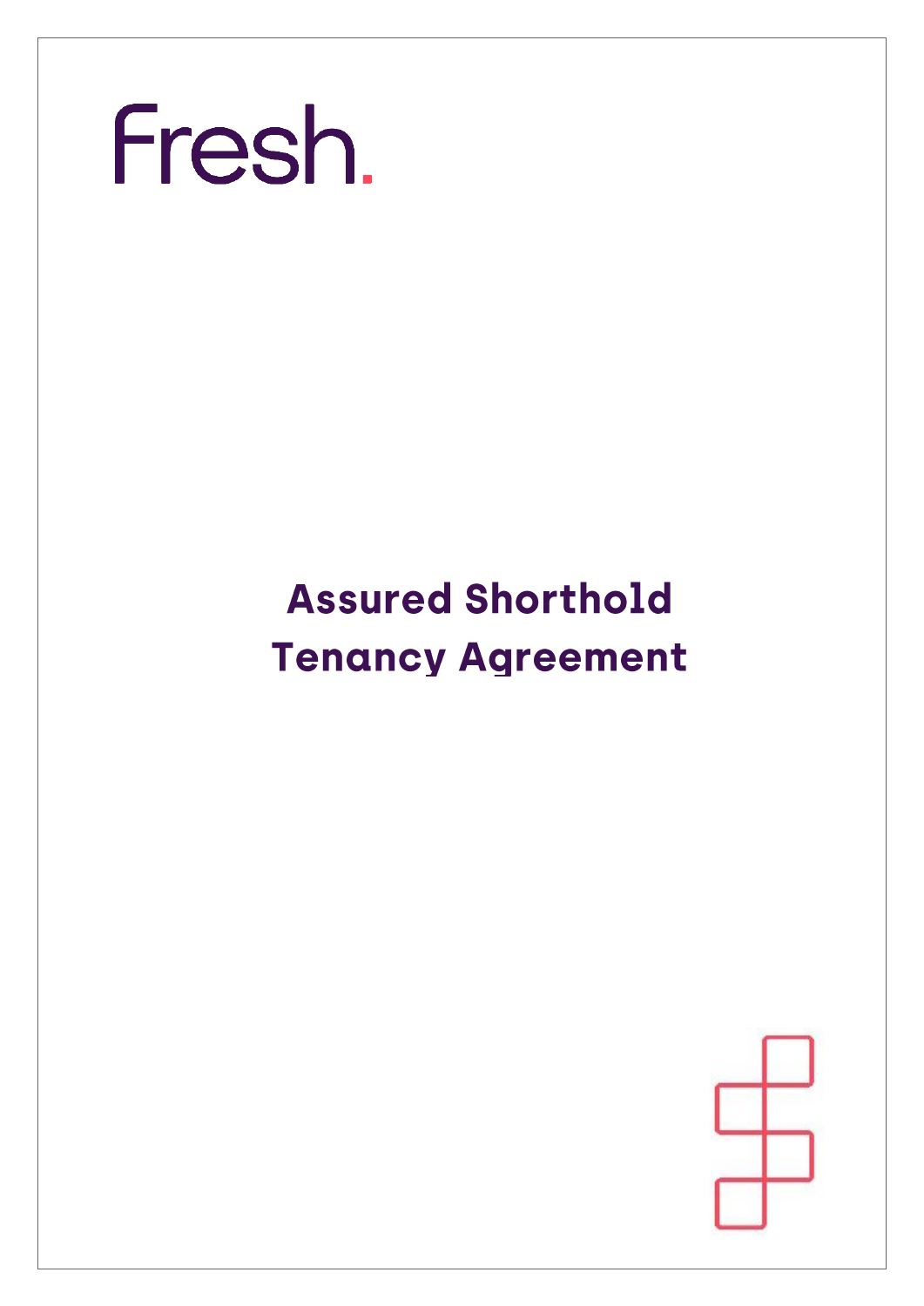Fresh.

# Assured Shorthold Tenancy Agreement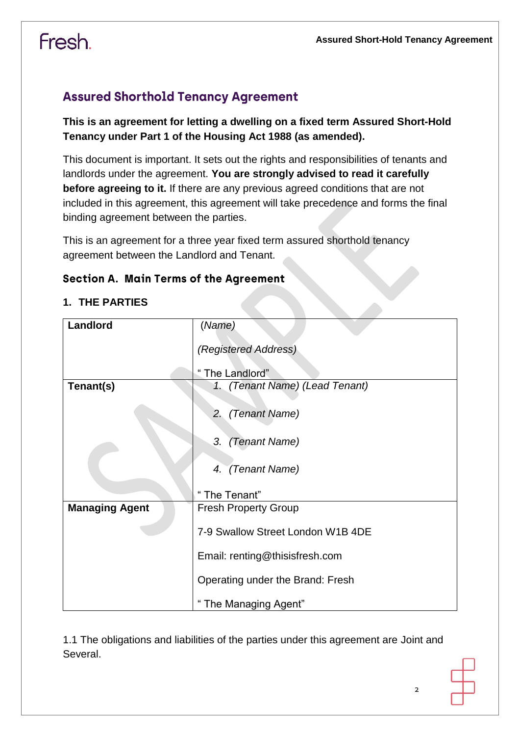## Assured Shorthold Tenancy Agreement

**This is an agreement for letting a dwelling on a fixed term Assured Short-Hold Tenancy under Part 1 of the Housing Act 1988 (as amended).**

This document is important. It sets out the rights and responsibilities of tenants and landlords under the agreement. **You are strongly advised to read it carefully before agreeing to it.** If there are any previous agreed conditions that are not included in this agreement, this agreement will take precedence and forms the final binding agreement between the parties.

This is an agreement for a three year fixed term assured shorthold tenancy agreement between the Landlord and Tenant.

### Section A. Main Terms of the Agreement

#### 1. THE PARTIES

| **Landlord** | *(Name)*<br><br>*(Registered Address)*<br><br>" The Landlord" |
|---|---|
| **Tenant(s)** | 1. *(Tenant Name) (Lead Tenant)*<br><br>2. *(Tenant Name)*<br><br>3. *(Tenant Name)*<br><br>4. *(Tenant Name)*<br><br>" The Tenant" |
| **Managing Agent** | Fresh Property Group<br><br>7-9 Swallow Street London W1B 4DE<br><br>Email: renting@thisisfresh.com<br><br>Operating under the Brand: Fresh<br><br>" The Managing Agent" |

1.1 The obligations and liabilities of the parties under this agreement are Joint and Several.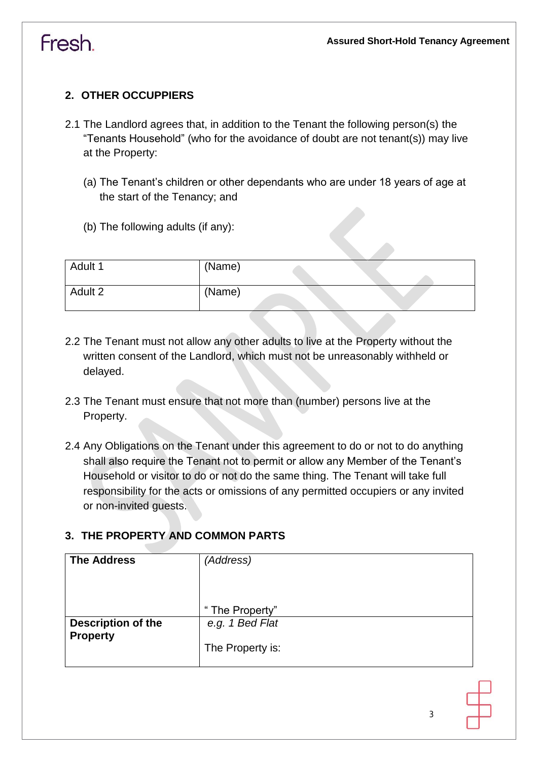## 2. OTHER OCCUPPIERS

2.1 The Landlord agrees that, in addition to the Tenant the following person(s) the "Tenants Household" (who for the avoidance of doubt are not tenant(s)) may live at the Property:

(a) The Tenant's children or other dependants who are under 18 years of age at the start of the Tenancy; and

(b) The following adults (if any):

| Adult 1 | (Name) |
|---|---|
| Adult 2 | (Name) |

2.2 The Tenant must not allow any other adults to live at the Property without the written consent of the Landlord, which must not be unreasonably withheld or delayed.

2.3 The Tenant must ensure that not more than (number) persons live at the Property.

2.4 Any Obligations on the Tenant under this agreement to do or not to do anything shall also require the Tenant not to permit or allow any Member of the Tenant's Household or visitor to do or not do the same thing. The Tenant will take full responsibility for the acts or omissions of any permitted occupiers or any invited or non-invited guests.

## 3. THE PROPERTY AND COMMON PARTS

| **The Address** | *(Address)*<br><br>" The Property" |
|---|---|
| **Description of the Property** | *e.g. 1 Bed Flat*<br><br>The Property is: |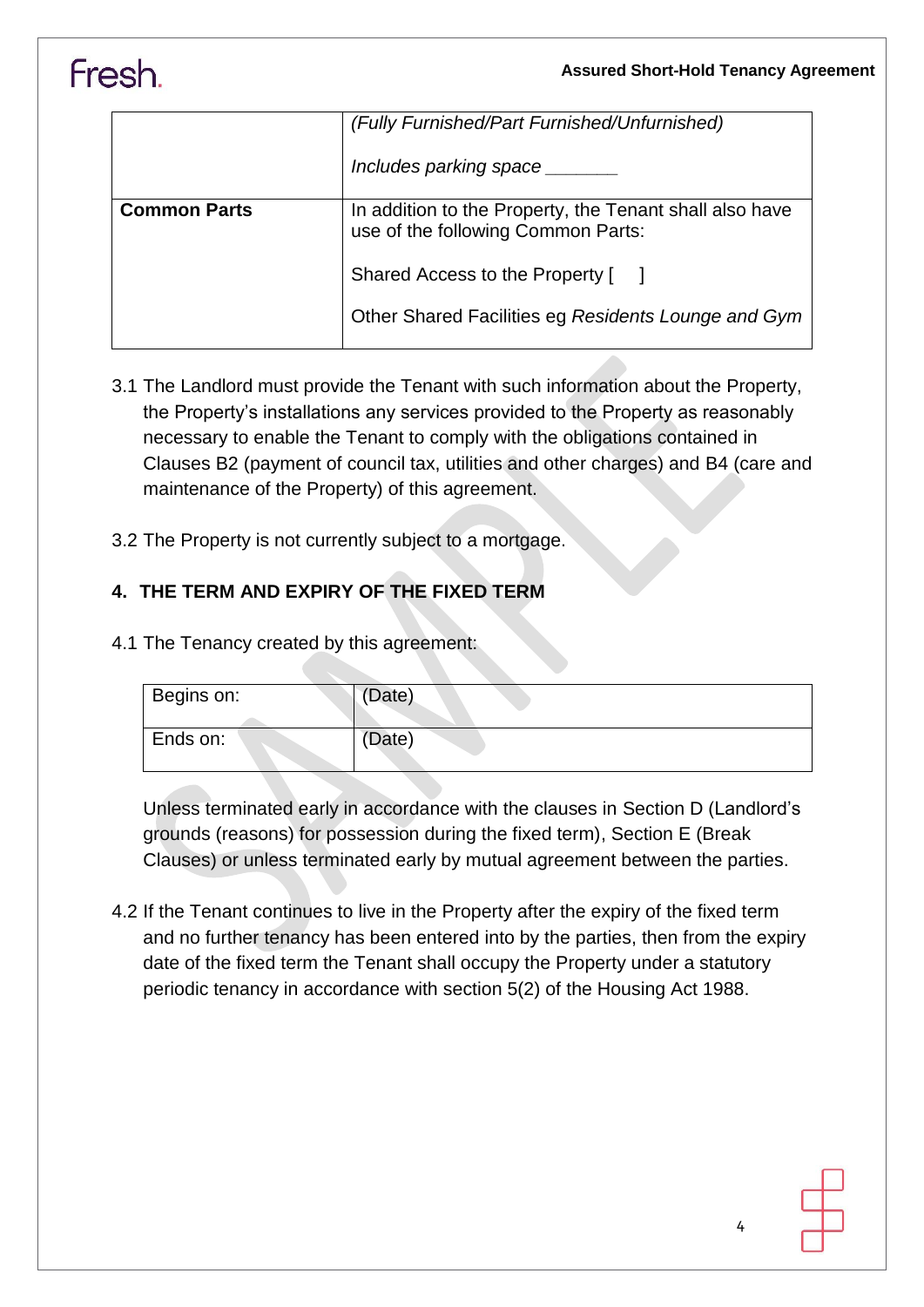| | |
|---|---|
| | *(Fully Furnished/Part Furnished/Unfurnished)*<br><br>*Includes parking space _______* |
| **Common Parts** | In addition to the Property, the Tenant shall also have use of the following Common Parts:<br><br>Shared Access to the Property [ ]<br><br>Other Shared Facilities eg *Residents Lounge and Gym* |

3.1 The Landlord must provide the Tenant with such information about the Property, the Property's installations any services provided to the Property as reasonably necessary to enable the Tenant to comply with the obligations contained in Clauses B2 (payment of council tax, utilities and other charges) and B4 (care and maintenance of the Property) of this agreement.

3.2 The Property is not currently subject to a mortgage.

## 4. THE TERM AND EXPIRY OF THE FIXED TERM

4.1 The Tenancy created by this agreement:

| Begins on: | (Date) |
|---|---|
| Ends on: | (Date) |

Unless terminated early in accordance with the clauses in Section D (Landlord's grounds (reasons) for possession during the fixed term), Section E (Break Clauses) or unless terminated early by mutual agreement between the parties.

4.2 If the Tenant continues to live in the Property after the expiry of the fixed term and no further tenancy has been entered into by the parties, then from the expiry date of the fixed term the Tenant shall occupy the Property under a statutory periodic tenancy in accordance with section 5(2) of the Housing Act 1988.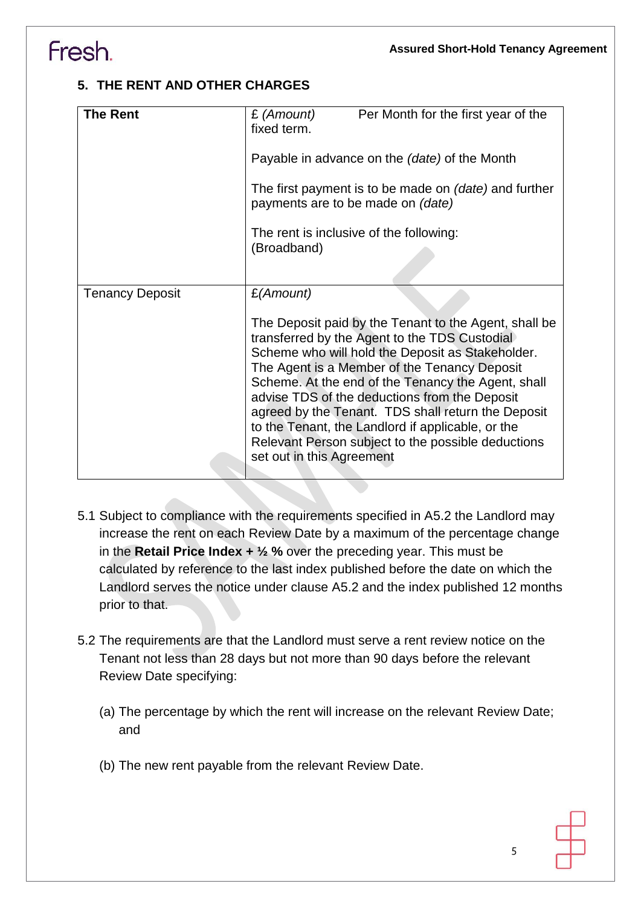## 5. THE RENT AND OTHER CHARGES

| **The Rent** | £ *(Amount)* Per Month for the first year of the fixed term.<br><br>Payable in advance on the *(date)* of the Month<br><br>The first payment is to be made on *(date)* and further payments are to be made on *(date)*<br><br>The rent is inclusive of the following:<br>(Broadband) |
|---|---|
| Tenancy Deposit | £*(Amount)*<br><br>The Deposit paid by the Tenant to the Agent, shall be transferred by the Agent to the TDS Custodial Scheme who will hold the Deposit as Stakeholder. The Agent is a Member of the Tenancy Deposit Scheme. At the end of the Tenancy the Agent, shall advise TDS of the deductions from the Deposit agreed by the Tenant. TDS shall return the Deposit to the Tenant, the Landlord if applicable, or the Relevant Person subject to the possible deductions set out in this Agreement |

5.1 Subject to compliance with the requirements specified in A5.2 the Landlord may increase the rent on each Review Date by a maximum of the percentage change in the **Retail Price Index + ½ %** over the preceding year. This must be calculated by reference to the last index published before the date on which the Landlord serves the notice under clause A5.2 and the index published 12 months prior to that.

5.2 The requirements are that the Landlord must serve a rent review notice on the Tenant not less than 28 days but not more than 90 days before the relevant Review Date specifying:

(a) The percentage by which the rent will increase on the relevant Review Date; and

(b) The new rent payable from the relevant Review Date.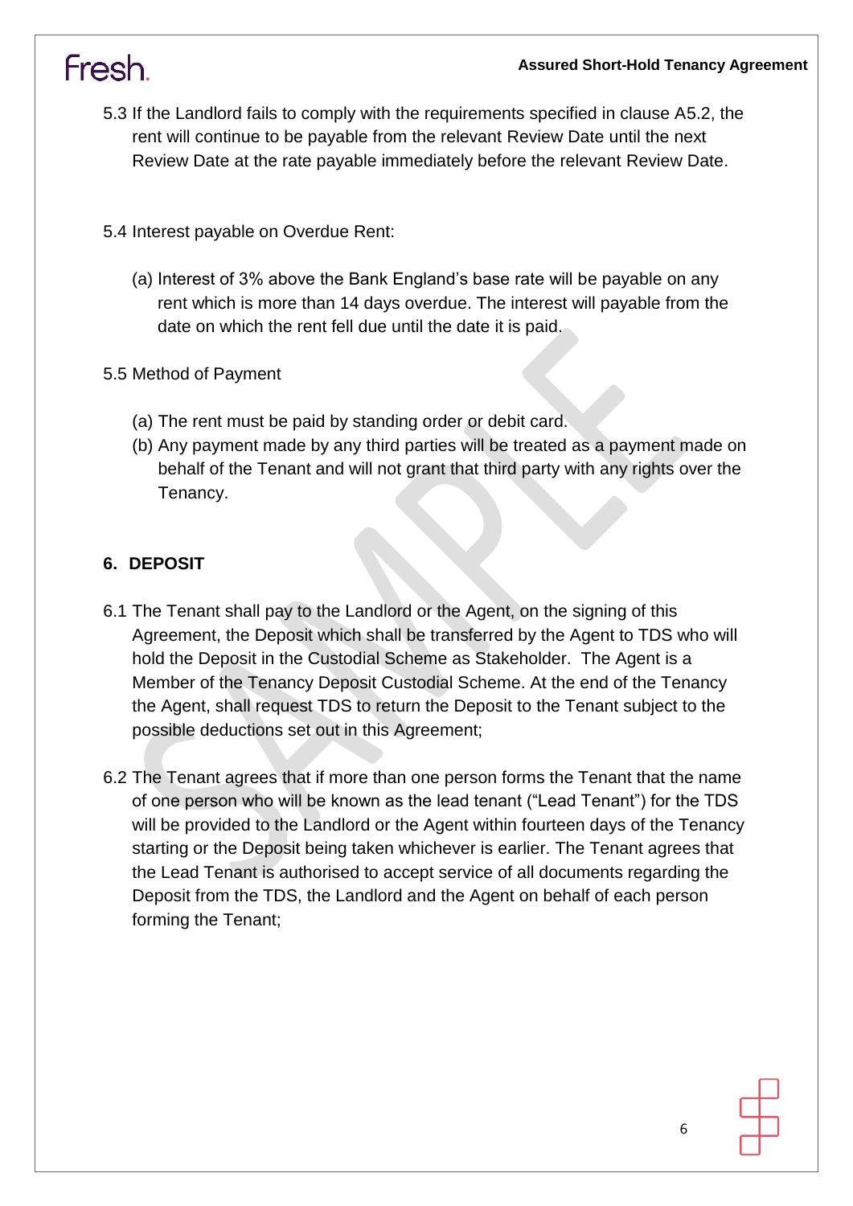5.3 If the Landlord fails to comply with the requirements specified in clause A5.2, the rent will continue to be payable from the relevant Review Date until the next Review Date at the rate payable immediately before the relevant Review Date.

5.4 Interest payable on Overdue Rent:

(a) Interest of 3% above the Bank England's base rate will be payable on any rent which is more than 14 days overdue. The interest will payable from the date on which the rent fell due until the date it is paid.

5.5 Method of Payment

(a) The rent must be paid by standing order or debit card.
(b) Any payment made by any third parties will be treated as a payment made on behalf of the Tenant and will not grant that third party with any rights over the Tenancy.

## 6. DEPOSIT

6.1 The Tenant shall pay to the Landlord or the Agent, on the signing of this Agreement, the Deposit which shall be transferred by the Agent to TDS who will hold the Deposit in the Custodial Scheme as Stakeholder. The Agent is a Member of the Tenancy Deposit Custodial Scheme. At the end of the Tenancy the Agent, shall request TDS to return the Deposit to the Tenant subject to the possible deductions set out in this Agreement;

6.2 The Tenant agrees that if more than one person forms the Tenant that the name of one person who will be known as the lead tenant ("Lead Tenant") for the TDS will be provided to the Landlord or the Agent within fourteen days of the Tenancy starting or the Deposit being taken whichever is earlier. The Tenant agrees that the Lead Tenant is authorised to accept service of all documents regarding the Deposit from the TDS, the Landlord and the Agent on behalf of each person forming the Tenant;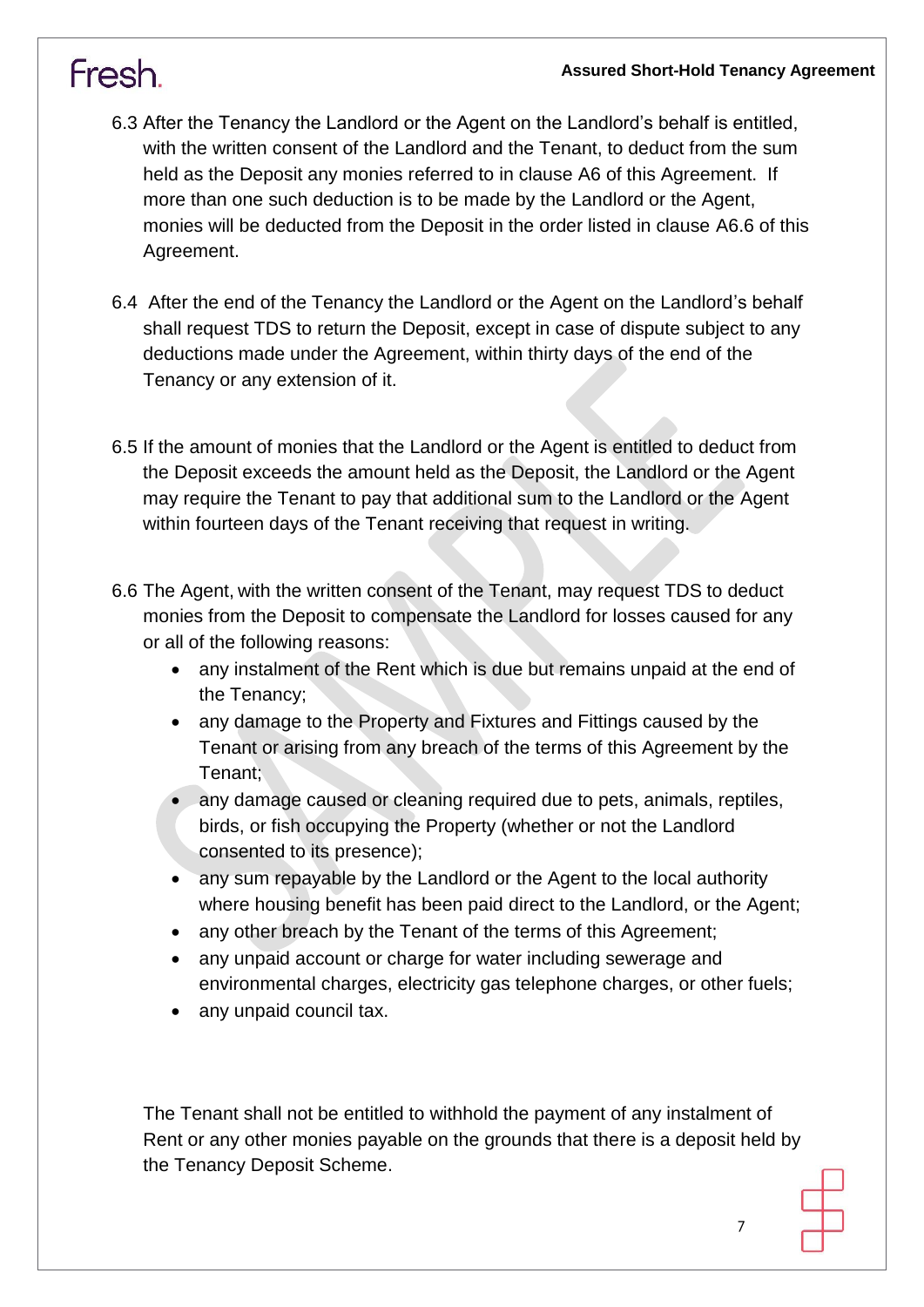6.3 After the Tenancy the Landlord or the Agent on the Landlord's behalf is entitled, with the written consent of the Landlord and the Tenant, to deduct from the sum held as the Deposit any monies referred to in clause A6 of this Agreement. If more than one such deduction is to be made by the Landlord or the Agent, monies will be deducted from the Deposit in the order listed in clause A6.6 of this Agreement.

6.4 After the end of the Tenancy the Landlord or the Agent on the Landlord's behalf shall request TDS to return the Deposit, except in case of dispute subject to any deductions made under the Agreement, within thirty days of the end of the Tenancy or any extension of it.

6.5 If the amount of monies that the Landlord or the Agent is entitled to deduct from the Deposit exceeds the amount held as the Deposit, the Landlord or the Agent may require the Tenant to pay that additional sum to the Landlord or the Agent within fourteen days of the Tenant receiving that request in writing.

6.6 The Agent, with the written consent of the Tenant, may request TDS to deduct monies from the Deposit to compensate the Landlord for losses caused for any or all of the following reasons:

- any instalment of the Rent which is due but remains unpaid at the end of the Tenancy;
- any damage to the Property and Fixtures and Fittings caused by the Tenant or arising from any breach of the terms of this Agreement by the Tenant;
- any damage caused or cleaning required due to pets, animals, reptiles, birds, or fish occupying the Property (whether or not the Landlord consented to its presence);
- any sum repayable by the Landlord or the Agent to the local authority where housing benefit has been paid direct to the Landlord, or the Agent;
- any other breach by the Tenant of the terms of this Agreement;
- any unpaid account or charge for water including sewerage and environmental charges, electricity gas telephone charges, or other fuels;
- any unpaid council tax.

The Tenant shall not be entitled to withhold the payment of any instalment of Rent or any other monies payable on the grounds that there is a deposit held by the Tenancy Deposit Scheme.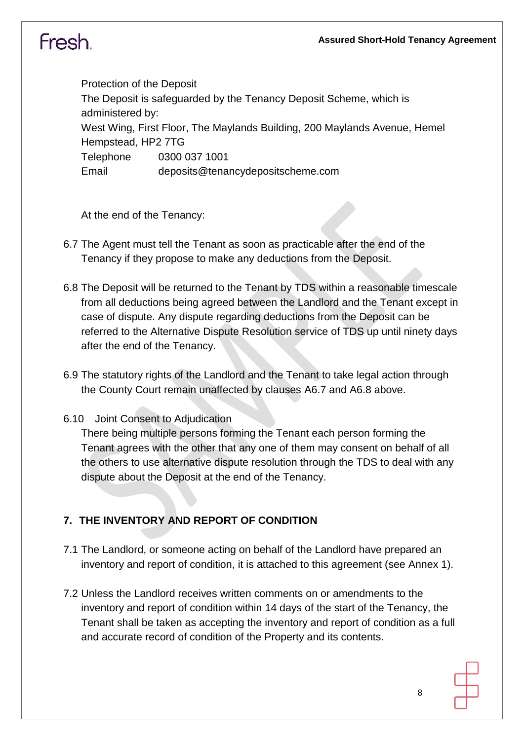Protection of the Deposit

The Deposit is safeguarded by the Tenancy Deposit Scheme, which is administered by:

West Wing, First Floor, The Maylands Building, 200 Maylands Avenue, Hemel Hempstead, HP2 7TG

Telephone 0300 037 1001

Email deposits@tenancydepositscheme.com

At the end of the Tenancy:

6.7 The Agent must tell the Tenant as soon as practicable after the end of the Tenancy if they propose to make any deductions from the Deposit.

6.8 The Deposit will be returned to the Tenant by TDS within a reasonable timescale from all deductions being agreed between the Landlord and the Tenant except in case of dispute. Any dispute regarding deductions from the Deposit can be referred to the Alternative Dispute Resolution service of TDS up until ninety days after the end of the Tenancy.

6.9 The statutory rights of the Landlord and the Tenant to take legal action through the County Court remain unaffected by clauses A6.7 and A6.8 above.

6.10 Joint Consent to Adjudication

There being multiple persons forming the Tenant each person forming the Tenant agrees with the other that any one of them may consent on behalf of all the others to use alternative dispute resolution through the TDS to deal with any dispute about the Deposit at the end of the Tenancy.

## 7. THE INVENTORY AND REPORT OF CONDITION

7.1 The Landlord, or someone acting on behalf of the Landlord have prepared an inventory and report of condition, it is attached to this agreement (see Annex 1).

7.2 Unless the Landlord receives written comments on or amendments to the inventory and report of condition within 14 days of the start of the Tenancy, the Tenant shall be taken as accepting the inventory and report of condition as a full and accurate record of condition of the Property and its contents.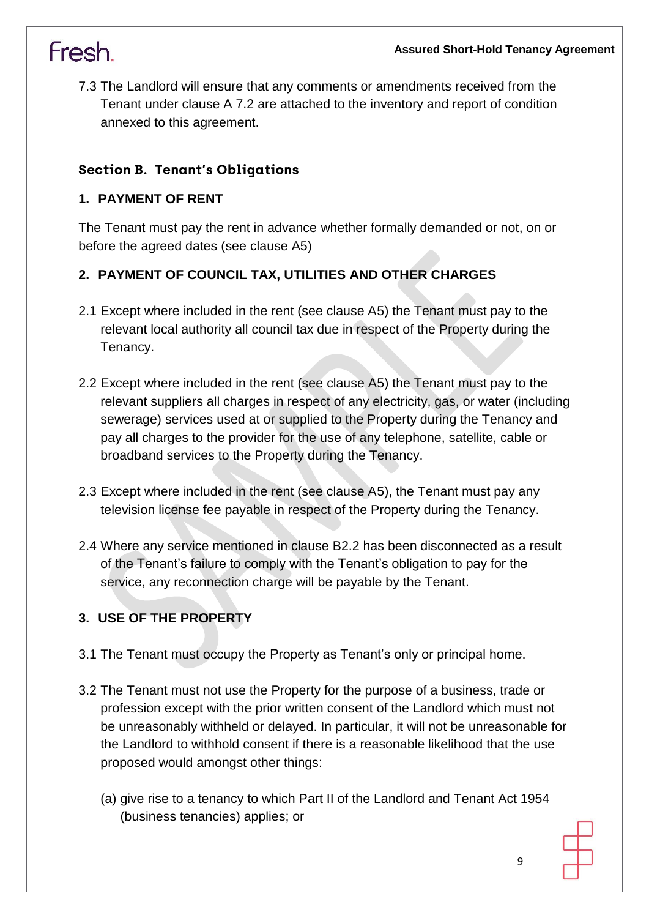7.3 The Landlord will ensure that any comments or amendments received from the Tenant under clause A 7.2 are attached to the inventory and report of condition annexed to this agreement.

## Section B. Tenant's Obligations

### 1. PAYMENT OF RENT

The Tenant must pay the rent in advance whether formally demanded or not, on or before the agreed dates (see clause A5)

### 2. PAYMENT OF COUNCIL TAX, UTILITIES AND OTHER CHARGES

2.1 Except where included in the rent (see clause A5) the Tenant must pay to the relevant local authority all council tax due in respect of the Property during the Tenancy.

2.2 Except where included in the rent (see clause A5) the Tenant must pay to the relevant suppliers all charges in respect of any electricity, gas, or water (including sewerage) services used at or supplied to the Property during the Tenancy and pay all charges to the provider for the use of any telephone, satellite, cable or broadband services to the Property during the Tenancy.

2.3 Except where included in the rent (see clause A5), the Tenant must pay any television license fee payable in respect of the Property during the Tenancy.

2.4 Where any service mentioned in clause B2.2 has been disconnected as a result of the Tenant's failure to comply with the Tenant's obligation to pay for the service, any reconnection charge will be payable by the Tenant.

### 3. USE OF THE PROPERTY

3.1 The Tenant must occupy the Property as Tenant's only or principal home.

3.2 The Tenant must not use the Property for the purpose of a business, trade or profession except with the prior written consent of the Landlord which must not be unreasonably withheld or delayed. In particular, it will not be unreasonable for the Landlord to withhold consent if there is a reasonable likelihood that the use proposed would amongst other things:

(a) give rise to a tenancy to which Part II of the Landlord and Tenant Act 1954 (business tenancies) applies; or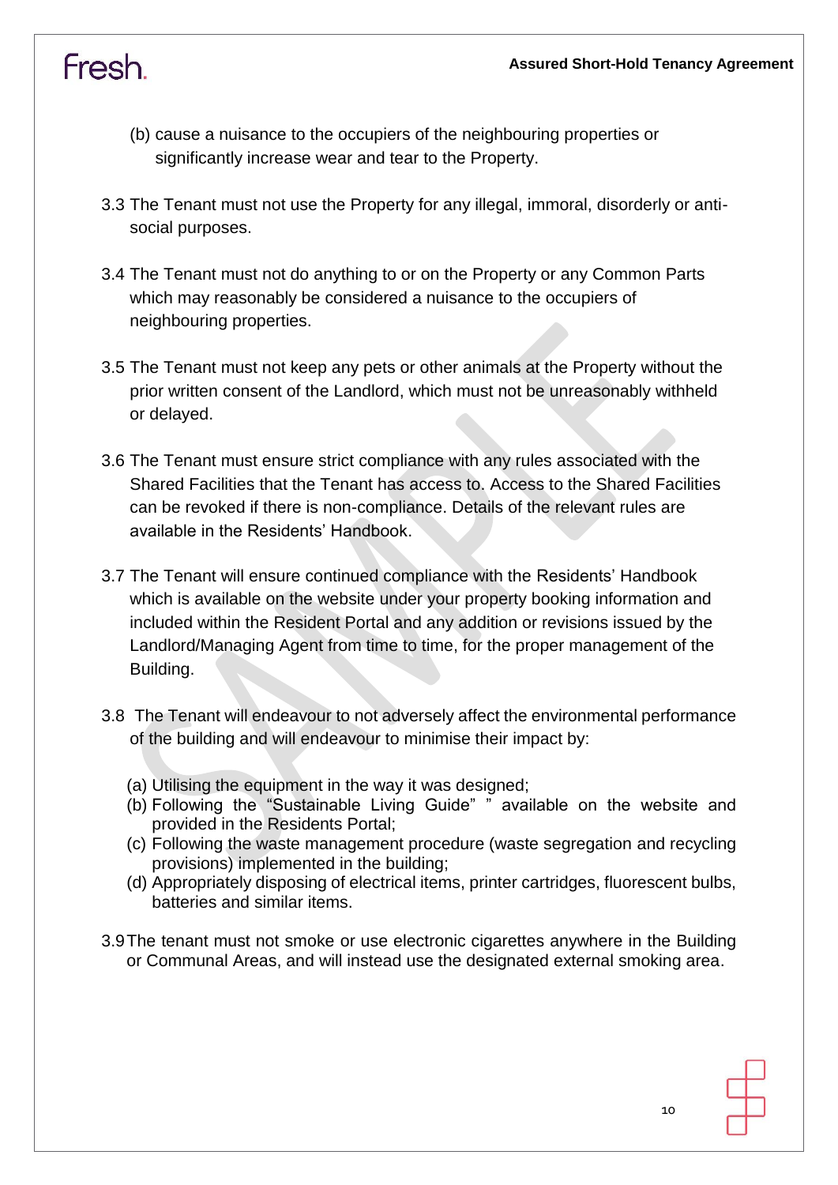(b) cause a nuisance to the occupiers of the neighbouring properties or significantly increase wear and tear to the Property.

3.3 The Tenant must not use the Property for any illegal, immoral, disorderly or anti-social purposes.

3.4 The Tenant must not do anything to or on the Property or any Common Parts which may reasonably be considered a nuisance to the occupiers of neighbouring properties.

3.5 The Tenant must not keep any pets or other animals at the Property without the prior written consent of the Landlord, which must not be unreasonably withheld or delayed.

3.6 The Tenant must ensure strict compliance with any rules associated with the Shared Facilities that the Tenant has access to. Access to the Shared Facilities can be revoked if there is non-compliance. Details of the relevant rules are available in the Residents' Handbook.

3.7 The Tenant will ensure continued compliance with the Residents' Handbook which is available on the website under your property booking information and included within the Resident Portal and any addition or revisions issued by the Landlord/Managing Agent from time to time, for the proper management of the Building.

3.8 The Tenant will endeavour to not adversely affect the environmental performance of the building and will endeavour to minimise their impact by:

(a) Utilising the equipment in the way it was designed;
(b) Following the "Sustainable Living Guide" " available on the website and provided in the Residents Portal;
(c) Following the waste management procedure (waste segregation and recycling provisions) implemented in the building;
(d) Appropriately disposing of electrical items, printer cartridges, fluorescent bulbs, batteries and similar items.

3.9 The tenant must not smoke or use electronic cigarettes anywhere in the Building or Communal Areas, and will instead use the designated external smoking area.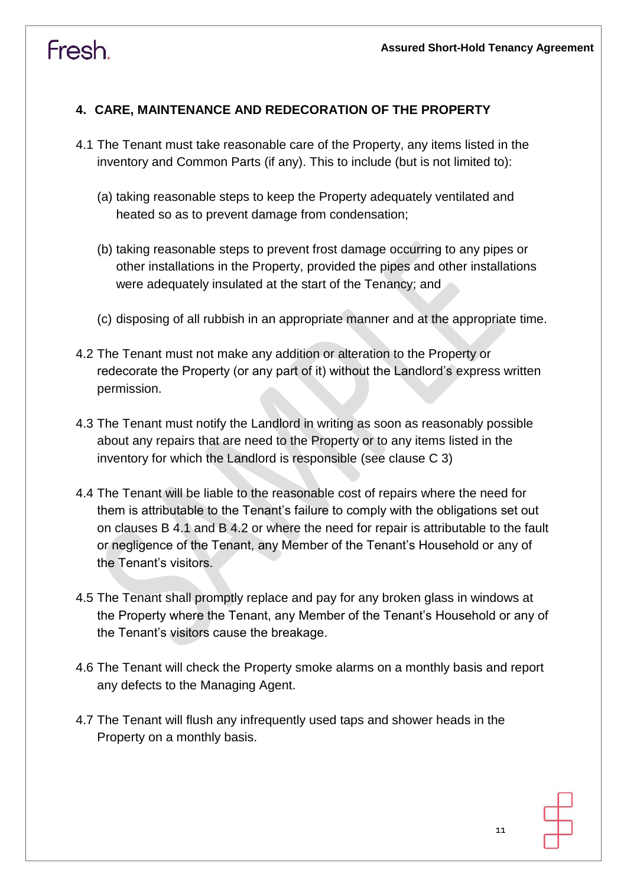## 4. CARE, MAINTENANCE AND REDECORATION OF THE PROPERTY

4.1 The Tenant must take reasonable care of the Property, any items listed in the inventory and Common Parts (if any). This to include (but is not limited to):

(a) taking reasonable steps to keep the Property adequately ventilated and heated so as to prevent damage from condensation;

(b) taking reasonable steps to prevent frost damage occurring to any pipes or other installations in the Property, provided the pipes and other installations were adequately insulated at the start of the Tenancy; and

(c) disposing of all rubbish in an appropriate manner and at the appropriate time.

4.2 The Tenant must not make any addition or alteration to the Property or redecorate the Property (or any part of it) without the Landlord's express written permission.

4.3 The Tenant must notify the Landlord in writing as soon as reasonably possible about any repairs that are need to the Property or to any items listed in the inventory for which the Landlord is responsible (see clause C 3)

4.4 The Tenant will be liable to the reasonable cost of repairs where the need for them is attributable to the Tenant's failure to comply with the obligations set out on clauses B 4.1 and B 4.2 or where the need for repair is attributable to the fault or negligence of the Tenant, any Member of the Tenant's Household or any of the Tenant's visitors.

4.5 The Tenant shall promptly replace and pay for any broken glass in windows at the Property where the Tenant, any Member of the Tenant's Household or any of the Tenant's visitors cause the breakage.

4.6 The Tenant will check the Property smoke alarms on a monthly basis and report any defects to the Managing Agent.

4.7 The Tenant will flush any infrequently used taps and shower heads in the Property on a monthly basis.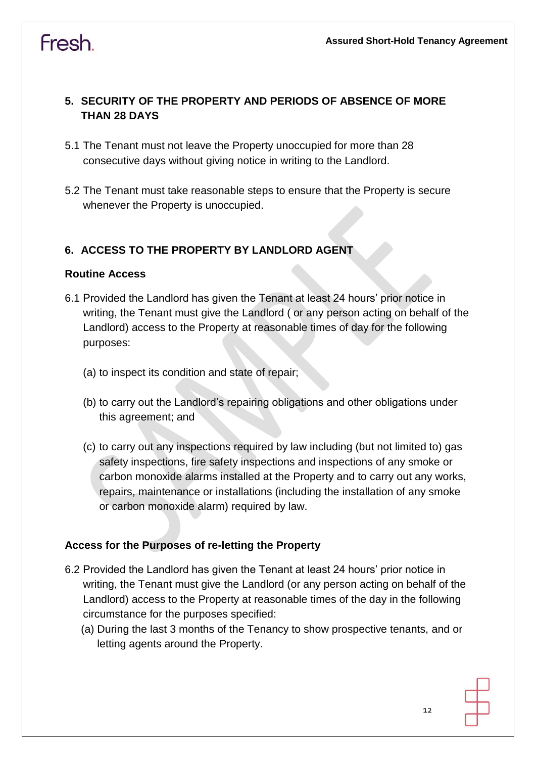## 5. SECURITY OF THE PROPERTY AND PERIODS OF ABSENCE OF MORE THAN 28 DAYS

5.1 The Tenant must not leave the Property unoccupied for more than 28 consecutive days without giving notice in writing to the Landlord.

5.2 The Tenant must take reasonable steps to ensure that the Property is secure whenever the Property is unoccupied.

## 6. ACCESS TO THE PROPERTY BY LANDLORD AGENT

### Routine Access

6.1 Provided the Landlord has given the Tenant at least 24 hours' prior notice in writing, the Tenant must give the Landlord ( or any person acting on behalf of the Landlord) access to the Property at reasonable times of day for the following purposes:

(a) to inspect its condition and state of repair;

(b) to carry out the Landlord's repairing obligations and other obligations under this agreement; and

(c) to carry out any inspections required by law including (but not limited to) gas safety inspections, fire safety inspections and inspections of any smoke or carbon monoxide alarms installed at the Property and to carry out any works, repairs, maintenance or installations (including the installation of any smoke or carbon monoxide alarm) required by law.

### Access for the Purposes of re-letting the Property

6.2 Provided the Landlord has given the Tenant at least 24 hours' prior notice in writing, the Tenant must give the Landlord (or any person acting on behalf of the Landlord) access to the Property at reasonable times of the day in the following circumstance for the purposes specified:

(a) During the last 3 months of the Tenancy to show prospective tenants, and or letting agents around the Property.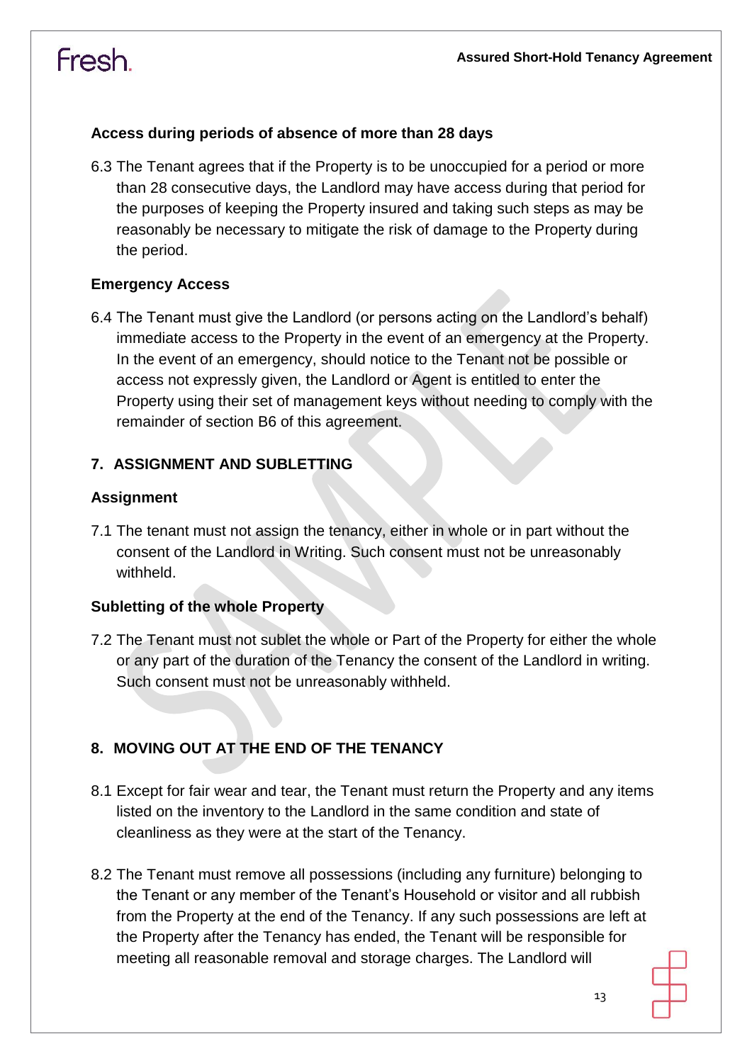### Access during periods of absence of more than 28 days

6.3 The Tenant agrees that if the Property is to be unoccupied for a period or more than 28 consecutive days, the Landlord may have access during that period for the purposes of keeping the Property insured and taking such steps as may be reasonably be necessary to mitigate the risk of damage to the Property during the period.

### Emergency Access

6.4 The Tenant must give the Landlord (or persons acting on the Landlord's behalf) immediate access to the Property in the event of an emergency at the Property. In the event of an emergency, should notice to the Tenant not be possible or access not expressly given, the Landlord or Agent is entitled to enter the Property using their set of management keys without needing to comply with the remainder of section B6 of this agreement.

## 7. ASSIGNMENT AND SUBLETTING

### Assignment

7.1 The tenant must not assign the tenancy, either in whole or in part without the consent of the Landlord in Writing. Such consent must not be unreasonably withheld.

### Subletting of the whole Property

7.2 The Tenant must not sublet the whole or Part of the Property for either the whole or any part of the duration of the Tenancy the consent of the Landlord in writing. Such consent must not be unreasonably withheld.

## 8. MOVING OUT AT THE END OF THE TENANCY

8.1 Except for fair wear and tear, the Tenant must return the Property and any items listed on the inventory to the Landlord in the same condition and state of cleanliness as they were at the start of the Tenancy.

8.2 The Tenant must remove all possessions (including any furniture) belonging to the Tenant or any member of the Tenant's Household or visitor and all rubbish from the Property at the end of the Tenancy. If any such possessions are left at the Property after the Tenancy has ended, the Tenant will be responsible for meeting all reasonable removal and storage charges. The Landlord will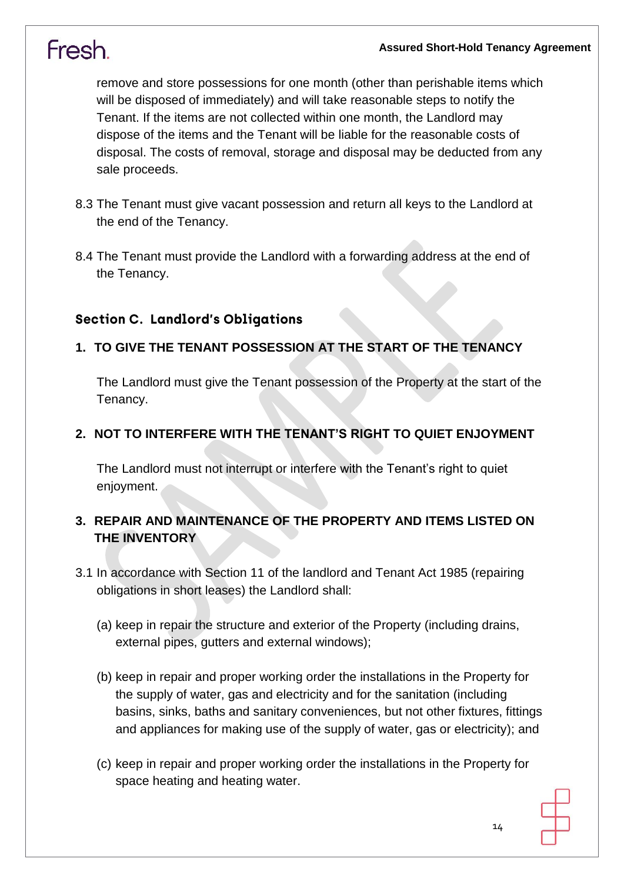remove and store possessions for one month (other than perishable items which will be disposed of immediately) and will take reasonable steps to notify the Tenant. If the items are not collected within one month, the Landlord may dispose of the items and the Tenant will be liable for the reasonable costs of disposal. The costs of removal, storage and disposal may be deducted from any sale proceeds.

8.3 The Tenant must give vacant possession and return all keys to the Landlord at the end of the Tenancy.

8.4 The Tenant must provide the Landlord with a forwarding address at the end of the Tenancy.

## Section C. Landlord's Obligations

### 1. TO GIVE THE TENANT POSSESSION AT THE START OF THE TENANCY

The Landlord must give the Tenant possession of the Property at the start of the Tenancy.

### 2. NOT TO INTERFERE WITH THE TENANT'S RIGHT TO QUIET ENJOYMENT

The Landlord must not interrupt or interfere with the Tenant's right to quiet enjoyment.

### 3. REPAIR AND MAINTENANCE OF THE PROPERTY AND ITEMS LISTED ON THE INVENTORY

3.1 In accordance with Section 11 of the landlord and Tenant Act 1985 (repairing obligations in short leases) the Landlord shall:

(a) keep in repair the structure and exterior of the Property (including drains, external pipes, gutters and external windows);

(b) keep in repair and proper working order the installations in the Property for the supply of water, gas and electricity and for the sanitation (including basins, sinks, baths and sanitary conveniences, but not other fixtures, fittings and appliances for making use of the supply of water, gas or electricity); and

(c) keep in repair and proper working order the installations in the Property for space heating and heating water.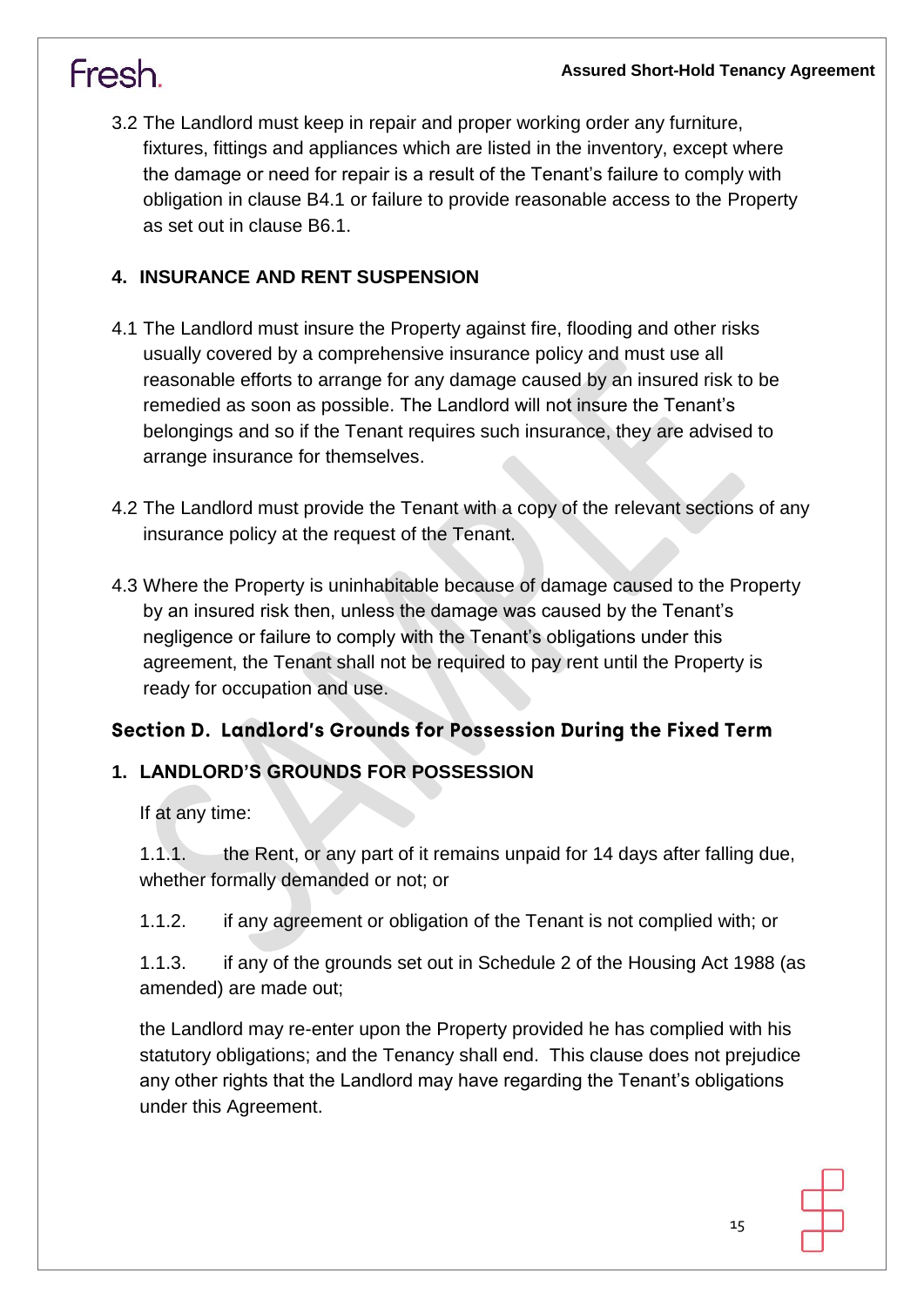3.2 The Landlord must keep in repair and proper working order any furniture, fixtures, fittings and appliances which are listed in the inventory, except where the damage or need for repair is a result of the Tenant's failure to comply with obligation in clause B4.1 or failure to provide reasonable access to the Property as set out in clause B6.1.

### 4. INSURANCE AND RENT SUSPENSION

4.1 The Landlord must insure the Property against fire, flooding and other risks usually covered by a comprehensive insurance policy and must use all reasonable efforts to arrange for any damage caused by an insured risk to be remedied as soon as possible. The Landlord will not insure the Tenant's belongings and so if the Tenant requires such insurance, they are advised to arrange insurance for themselves.

4.2 The Landlord must provide the Tenant with a copy of the relevant sections of any insurance policy at the request of the Tenant.

4.3 Where the Property is uninhabitable because of damage caused to the Property by an insured risk then, unless the damage was caused by the Tenant's negligence or failure to comply with the Tenant's obligations under this agreement, the Tenant shall not be required to pay rent until the Property is ready for occupation and use.

## Section D. Landlord's Grounds for Possession During the Fixed Term

### 1. LANDLORD'S GROUNDS FOR POSSESSION

If at any time:

1.1.1. the Rent, or any part of it remains unpaid for 14 days after falling due, whether formally demanded or not; or

1.1.2. if any agreement or obligation of the Tenant is not complied with; or

1.1.3. if any of the grounds set out in Schedule 2 of the Housing Act 1988 (as amended) are made out;

the Landlord may re-enter upon the Property provided he has complied with his statutory obligations; and the Tenancy shall end. This clause does not prejudice any other rights that the Landlord may have regarding the Tenant's obligations under this Agreement.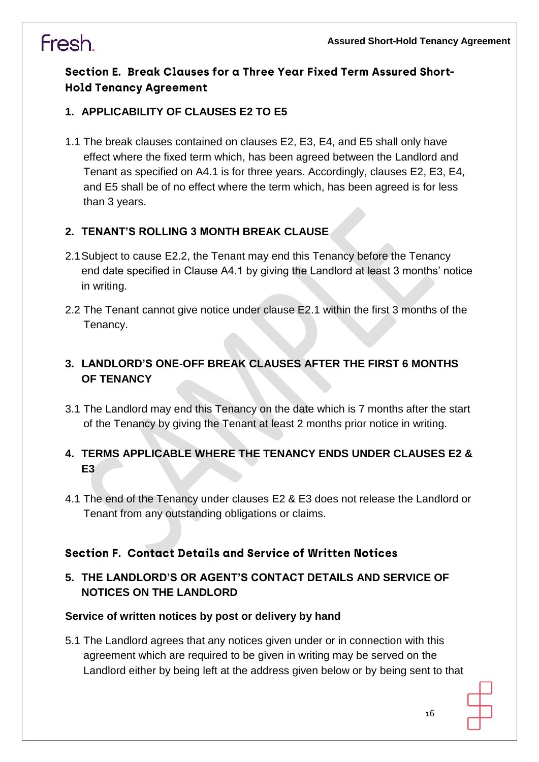## Section E. Break Clauses for a Three Year Fixed Term Assured Short-Hold Tenancy Agreement

### 1. APPLICABILITY OF CLAUSES E2 TO E5

1.1 The break clauses contained on clauses E2, E3, E4, and E5 shall only have effect where the fixed term which, has been agreed between the Landlord and Tenant as specified on A4.1 is for three years. Accordingly, clauses E2, E3, E4, and E5 shall be of no effect where the term which, has been agreed is for less than 3 years.

### 2. TENANT'S ROLLING 3 MONTH BREAK CLAUSE

2.1 Subject to cause E2.2, the Tenant may end this Tenancy before the Tenancy end date specified in Clause A4.1 by giving the Landlord at least 3 months' notice in writing.

2.2 The Tenant cannot give notice under clause E2.1 within the first 3 months of the Tenancy.

### 3. LANDLORD'S ONE-OFF BREAK CLAUSES AFTER THE FIRST 6 MONTHS OF TENANCY

3.1 The Landlord may end this Tenancy on the date which is 7 months after the start of the Tenancy by giving the Tenant at least 2 months prior notice in writing.

### 4. TERMS APPLICABLE WHERE THE TENANCY ENDS UNDER CLAUSES E2 & E3

4.1 The end of the Tenancy under clauses E2 & E3 does not release the Landlord or Tenant from any outstanding obligations or claims.

## Section F. Contact Details and Service of Written Notices

### 5. THE LANDLORD'S OR AGENT'S CONTACT DETAILS AND SERVICE OF NOTICES ON THE LANDLORD

**Service of written notices by post or delivery by hand**

5.1 The Landlord agrees that any notices given under or in connection with this agreement which are required to be given in writing may be served on the Landlord either by being left at the address given below or by being sent to that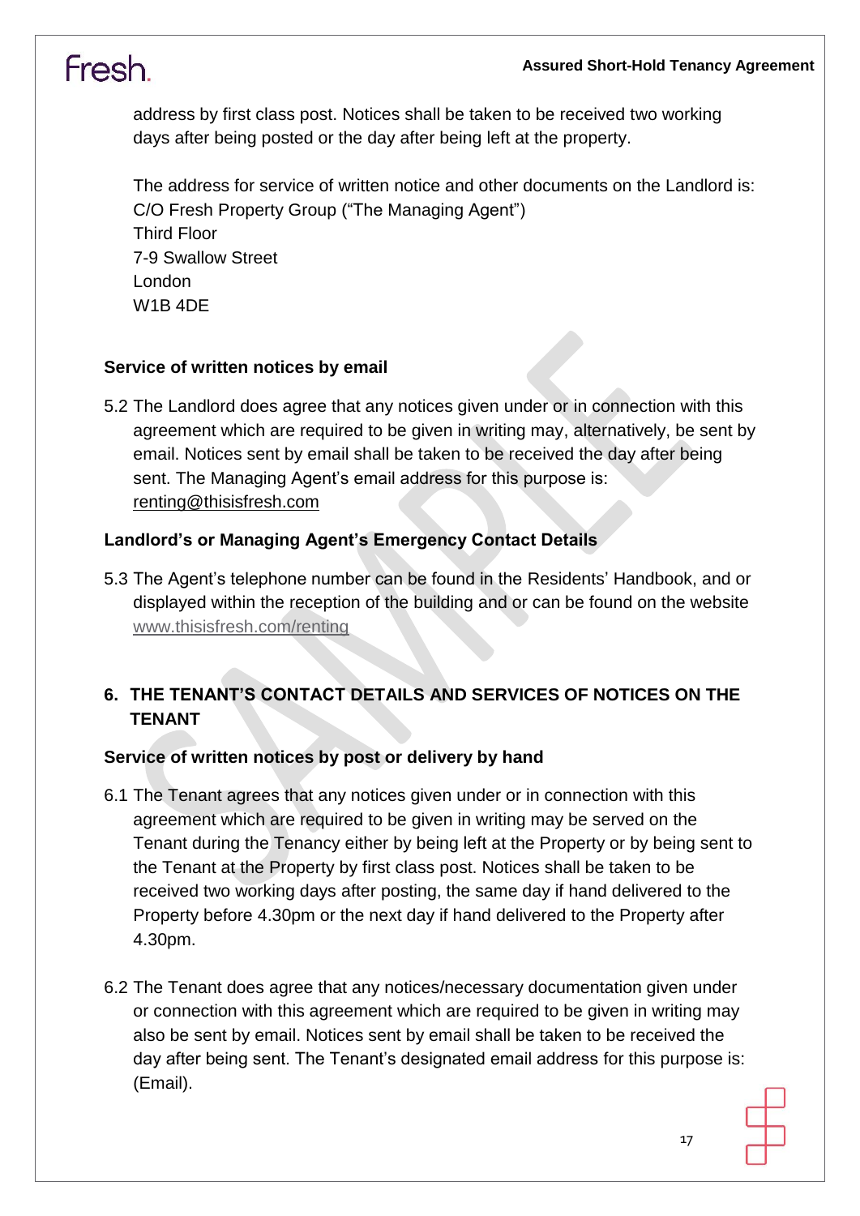address by first class post. Notices shall be taken to be received two working days after being posted or the day after being left at the property.

The address for service of written notice and other documents on the Landlord is:
C/O Fresh Property Group ("The Managing Agent")
Third Floor
7-9 Swallow Street
London
W1B 4DE

**Service of written notices by email**

5.2 The Landlord does agree that any notices given under or in connection with this agreement which are required to be given in writing may, alternatively, be sent by email. Notices sent by email shall be taken to be received the day after being sent. The Managing Agent's email address for this purpose is: renting@thisisfresh.com

**Landlord's or Managing Agent's Emergency Contact Details**

5.3 The Agent's telephone number can be found in the Residents' Handbook, and or displayed within the reception of the building and or can be found on the website www.thisisfresh.com/renting

## 6. THE TENANT'S CONTACT DETAILS AND SERVICES OF NOTICES ON THE TENANT

**Service of written notices by post or delivery by hand**

6.1 The Tenant agrees that any notices given under or in connection with this agreement which are required to be given in writing may be served on the Tenant during the Tenancy either by being left at the Property or by being sent to the Tenant at the Property by first class post. Notices shall be taken to be received two working days after posting, the same day if hand delivered to the Property before 4.30pm or the next day if hand delivered to the Property after 4.30pm.

6.2 The Tenant does agree that any notices/necessary documentation given under or connection with this agreement which are required to be given in writing may also be sent by email. Notices sent by email shall be taken to be received the day after being sent. The Tenant's designated email address for this purpose is: (Email).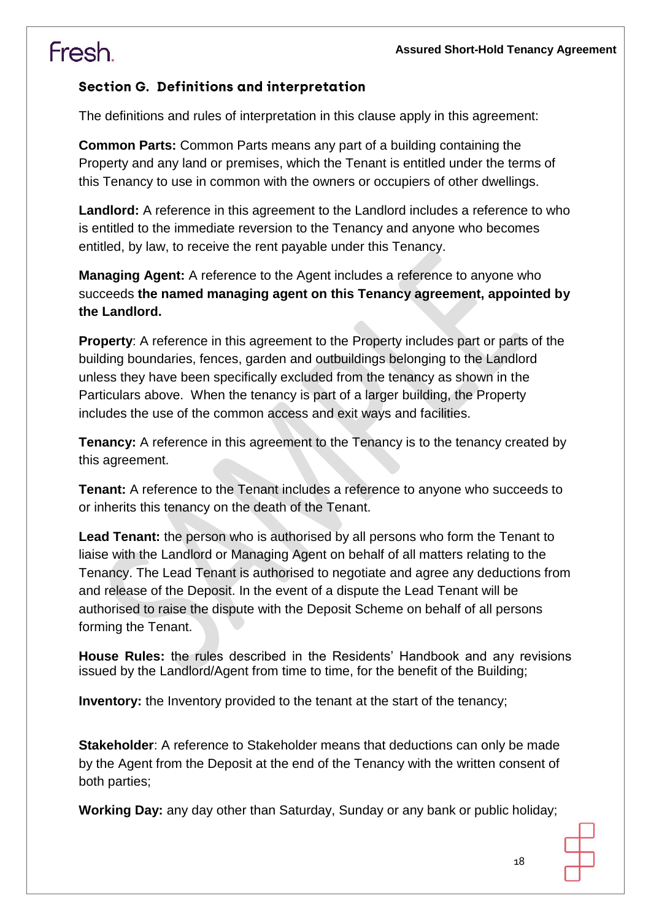## Section G. Definitions and interpretation

The definitions and rules of interpretation in this clause apply in this agreement:

**Common Parts:** Common Parts means any part of a building containing the Property and any land or premises, which the Tenant is entitled under the terms of this Tenancy to use in common with the owners or occupiers of other dwellings.

**Landlord:** A reference in this agreement to the Landlord includes a reference to who is entitled to the immediate reversion to the Tenancy and anyone who becomes entitled, by law, to receive the rent payable under this Tenancy.

**Managing Agent:** A reference to the Agent includes a reference to anyone who succeeds **the named managing agent on this Tenancy agreement, appointed by the Landlord.**

**Property**: A reference in this agreement to the Property includes part or parts of the building boundaries, fences, garden and outbuildings belonging to the Landlord unless they have been specifically excluded from the tenancy as shown in the Particulars above. When the tenancy is part of a larger building, the Property includes the use of the common access and exit ways and facilities.

**Tenancy:** A reference in this agreement to the Tenancy is to the tenancy created by this agreement.

**Tenant:** A reference to the Tenant includes a reference to anyone who succeeds to or inherits this tenancy on the death of the Tenant.

**Lead Tenant:** the person who is authorised by all persons who form the Tenant to liaise with the Landlord or Managing Agent on behalf of all matters relating to the Tenancy. The Lead Tenant is authorised to negotiate and agree any deductions from and release of the Deposit. In the event of a dispute the Lead Tenant will be authorised to raise the dispute with the Deposit Scheme on behalf of all persons forming the Tenant.

**House Rules:** the rules described in the Residents' Handbook and any revisions issued by the Landlord/Agent from time to time, for the benefit of the Building;

**Inventory:** the Inventory provided to the tenant at the start of the tenancy;

**Stakeholder**: A reference to Stakeholder means that deductions can only be made by the Agent from the Deposit at the end of the Tenancy with the written consent of both parties;

**Working Day:** any day other than Saturday, Sunday or any bank or public holiday;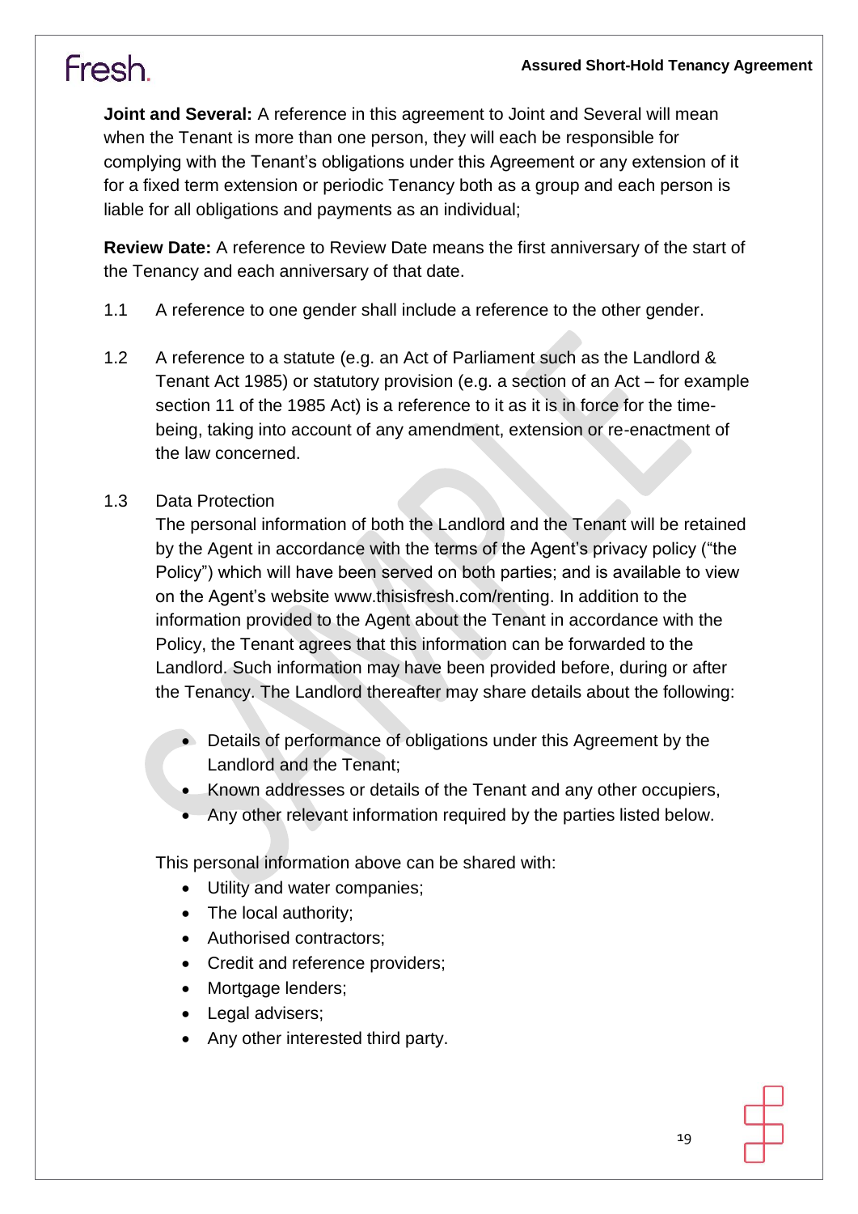**Joint and Several:** A reference in this agreement to Joint and Several will mean when the Tenant is more than one person, they will each be responsible for complying with the Tenant's obligations under this Agreement or any extension of it for a fixed term extension or periodic Tenancy both as a group and each person is liable for all obligations and payments as an individual;

**Review Date:** A reference to Review Date means the first anniversary of the start of the Tenancy and each anniversary of that date.

1.1 A reference to one gender shall include a reference to the other gender.

1.2 A reference to a statute (e.g. an Act of Parliament such as the Landlord & Tenant Act 1985) or statutory provision (e.g. a section of an Act – for example section 11 of the 1985 Act) is a reference to it as it is in force for the time-being, taking into account of any amendment, extension or re-enactment of the law concerned.

1.3 Data Protection

The personal information of both the Landlord and the Tenant will be retained by the Agent in accordance with the terms of the Agent's privacy policy ("the Policy") which will have been served on both parties; and is available to view on the Agent's website www.thisisfresh.com/renting. In addition to the information provided to the Agent about the Tenant in accordance with the Policy, the Tenant agrees that this information can be forwarded to the Landlord. Such information may have been provided before, during or after the Tenancy. The Landlord thereafter may share details about the following:

- Details of performance of obligations under this Agreement by the Landlord and the Tenant;
- Known addresses or details of the Tenant and any other occupiers,
- Any other relevant information required by the parties listed below.

This personal information above can be shared with:

- Utility and water companies;
- The local authority;
- Authorised contractors;
- Credit and reference providers;
- Mortgage lenders;
- Legal advisers;
- Any other interested third party.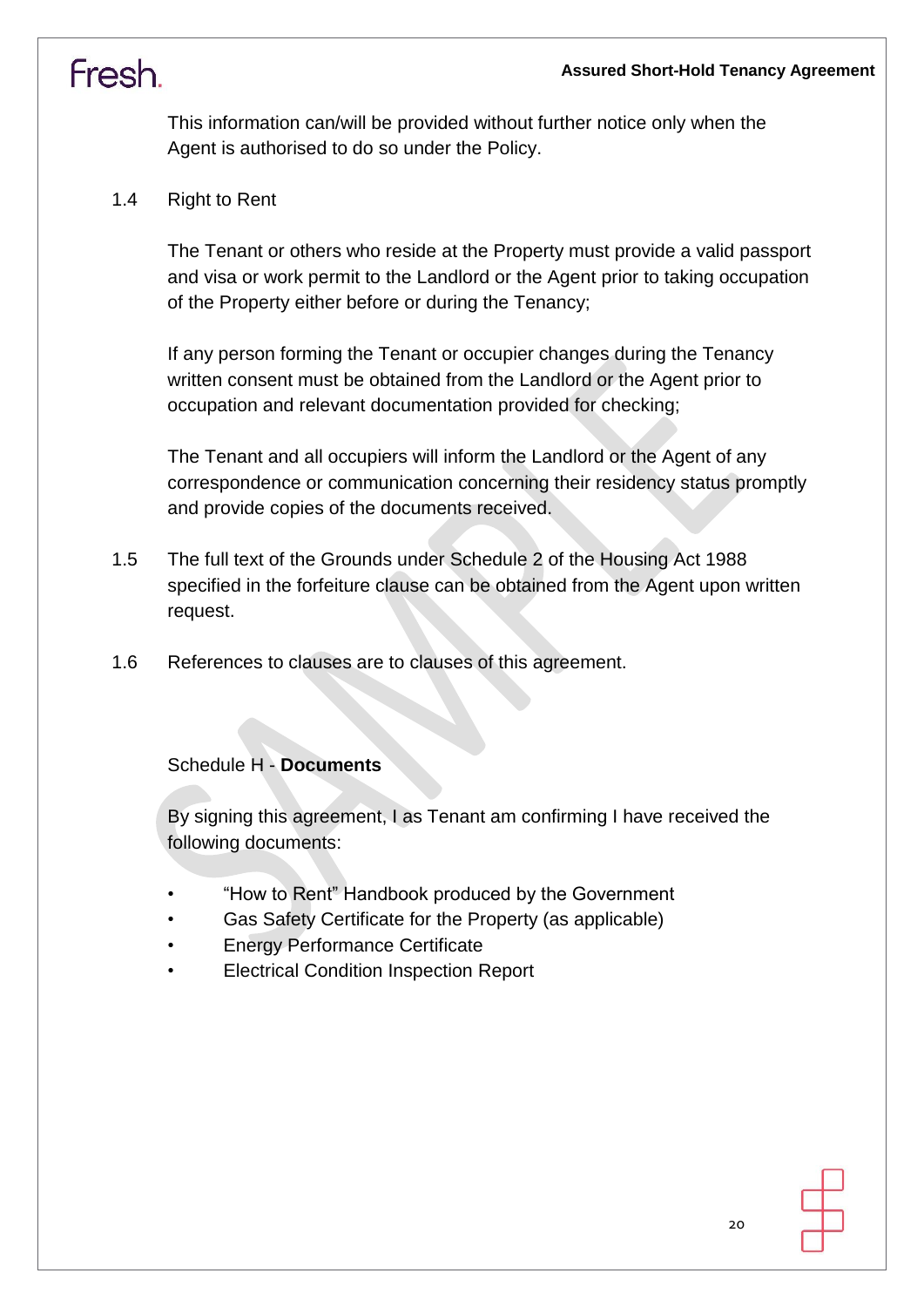This information can/will be provided without further notice only when the Agent is authorised to do so under the Policy.

1.4 Right to Rent

The Tenant or others who reside at the Property must provide a valid passport and visa or work permit to the Landlord or the Agent prior to taking occupation of the Property either before or during the Tenancy;

If any person forming the Tenant or occupier changes during the Tenancy written consent must be obtained from the Landlord or the Agent prior to occupation and relevant documentation provided for checking;

The Tenant and all occupiers will inform the Landlord or the Agent of any correspondence or communication concerning their residency status promptly and provide copies of the documents received.

1.5 The full text of the Grounds under Schedule 2 of the Housing Act 1988 specified in the forfeiture clause can be obtained from the Agent upon written request.

1.6 References to clauses are to clauses of this agreement.

Schedule H - **Documents**

By signing this agreement, I as Tenant am confirming I have received the following documents:

- "How to Rent" Handbook produced by the Government
- Gas Safety Certificate for the Property (as applicable)
- Energy Performance Certificate
- Electrical Condition Inspection Report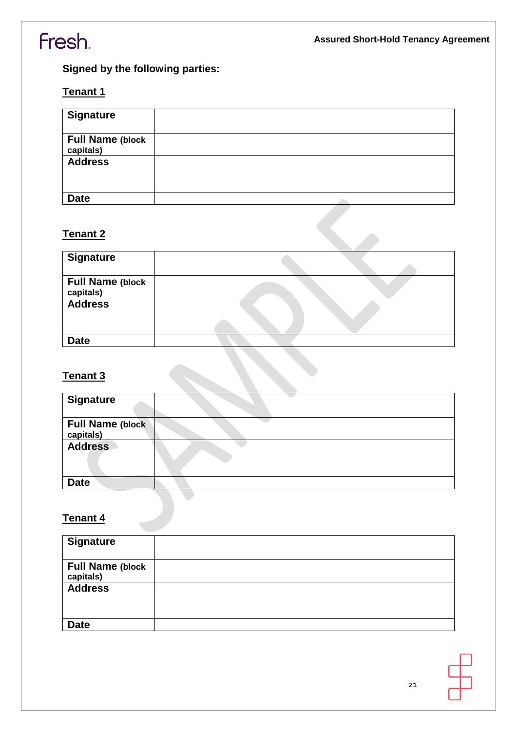**Signed by the following parties:**

**Tenant 1**

| | |
|---|---|
| **Signature** | |
| **Full Name (block capitals)** | |
| **Address** | |
| **Date** | |

**Tenant 2**

| | |
|---|---|
| **Signature** | |
| **Full Name (block capitals)** | |
| **Address** | |
| **Date** | |

**Tenant 3**

| | |
|---|---|
| **Signature** | |
| **Full Name (block capitals)** | |
| **Address** | |
| **Date** | |

**Tenant 4**

| | |
|---|---|
| **Signature** | |
| **Full Name (block capitals)** | |
| **Address** | |
| **Date** | |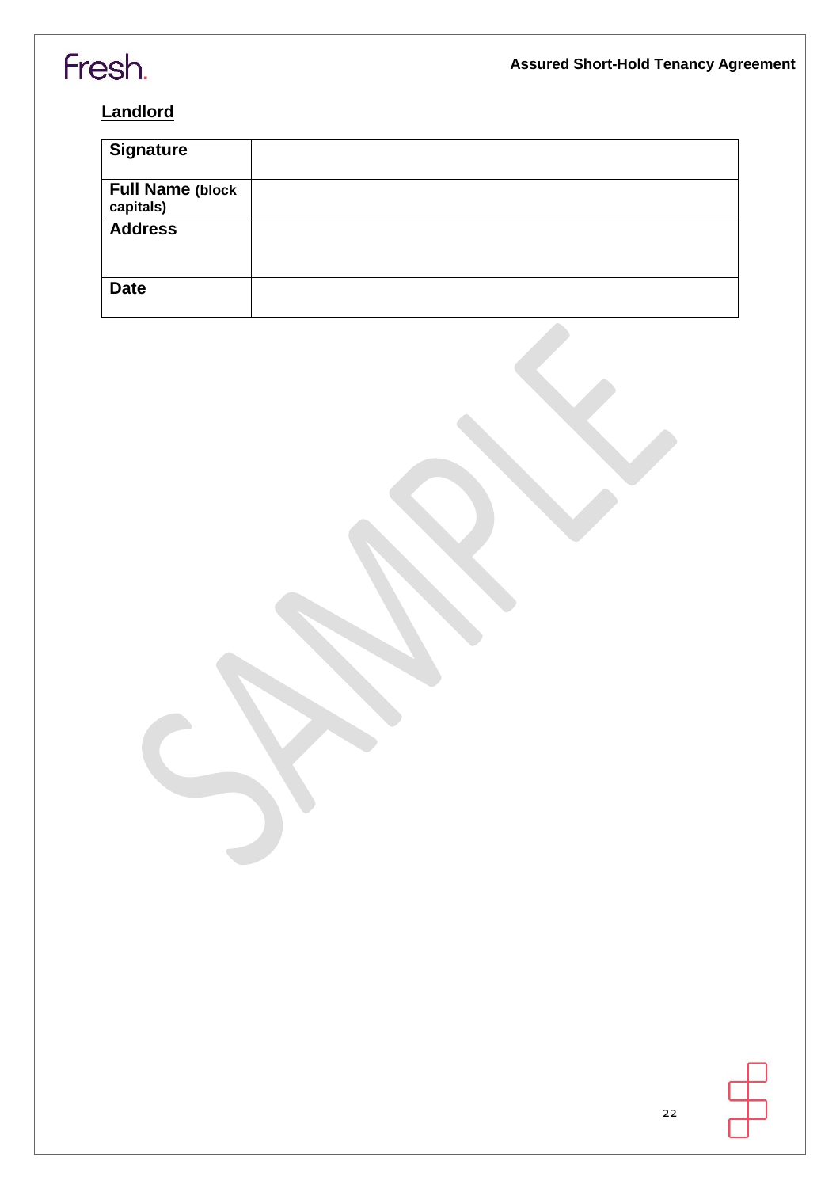## Landlord

| Signature | |
|---|---|
| Full Name (block capitals) | |
| Address | |
| Date | |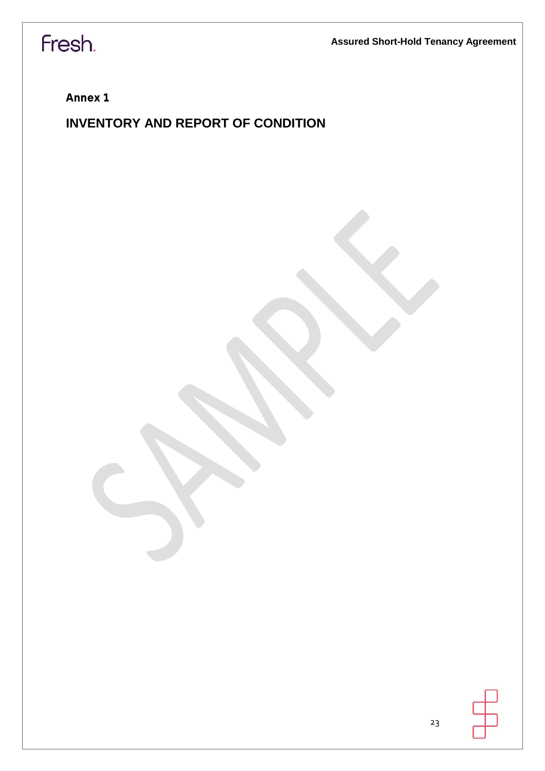## Annex 1

# INVENTORY AND REPORT OF CONDITION